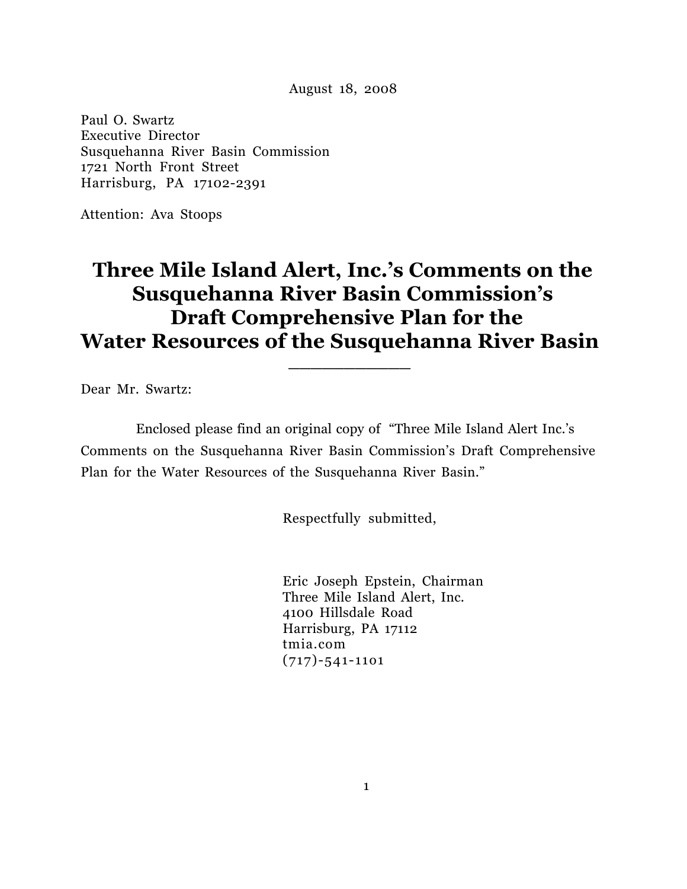August 18, 2008

Paul O. Swartz
Executive Director
Susquehanna River Basin Commission
1721 North Front Street
Harrisburg, PA 17102-2391

Attention: Ava Stoops

# Three Mile Island Alert, Inc.'s Comments on the Susquehanna River Basin Commission's Draft Comprehensive Plan for the Water Resources of the Susquehanna River Basin

Dear Mr. Swartz:

Enclosed please find an original copy of "Three Mile Island Alert Inc.'s Comments on the Susquehanna River Basin Commission's Draft Comprehensive Plan for the Water Resources of the Susquehanna River Basin."

Respectfully submitted,

Eric Joseph Epstein, Chairman
Three Mile Island Alert, Inc.
4100 Hillsdale Road
Harrisburg, PA 17112
tmia.com
(717)-541-1101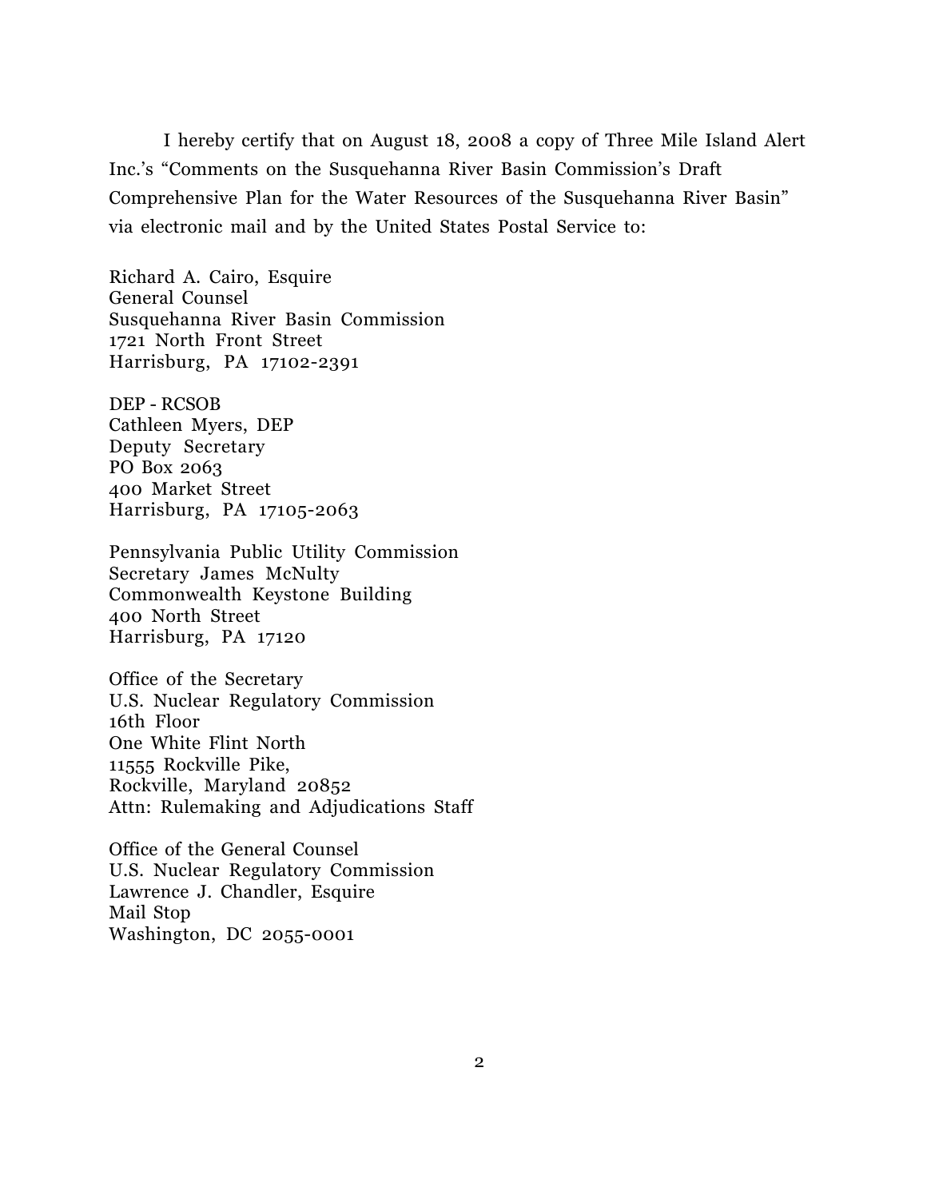I hereby certify that on August 18, 2008 a copy of Three Mile Island Alert Inc.'s "Comments on the Susquehanna River Basin Commission's Draft Comprehensive Plan for the Water Resources of the Susquehanna River Basin" via electronic mail and by the United States Postal Service to:

Richard A. Cairo, Esquire  
General Counsel  
Susquehanna River Basin Commission  
1721 North Front Street  
Harrisburg, PA 17102-2391

DEP - RCSOB  
Cathleen Myers, DEP  
Deputy Secretary  
PO Box 2063  
400 Market Street  
Harrisburg, PA 17105-2063

Pennsylvania Public Utility Commission  
Secretary James McNulty  
Commonwealth Keystone Building  
400 North Street  
Harrisburg, PA 17120

Office of the Secretary  
U.S. Nuclear Regulatory Commission  
16th Floor  
One White Flint North  
11555 Rockville Pike,  
Rockville, Maryland 20852  
Attn: Rulemaking and Adjudications Staff

Office of the General Counsel  
U.S. Nuclear Regulatory Commission  
Lawrence J. Chandler, Esquire  
Mail Stop  
Washington, DC 2055-0001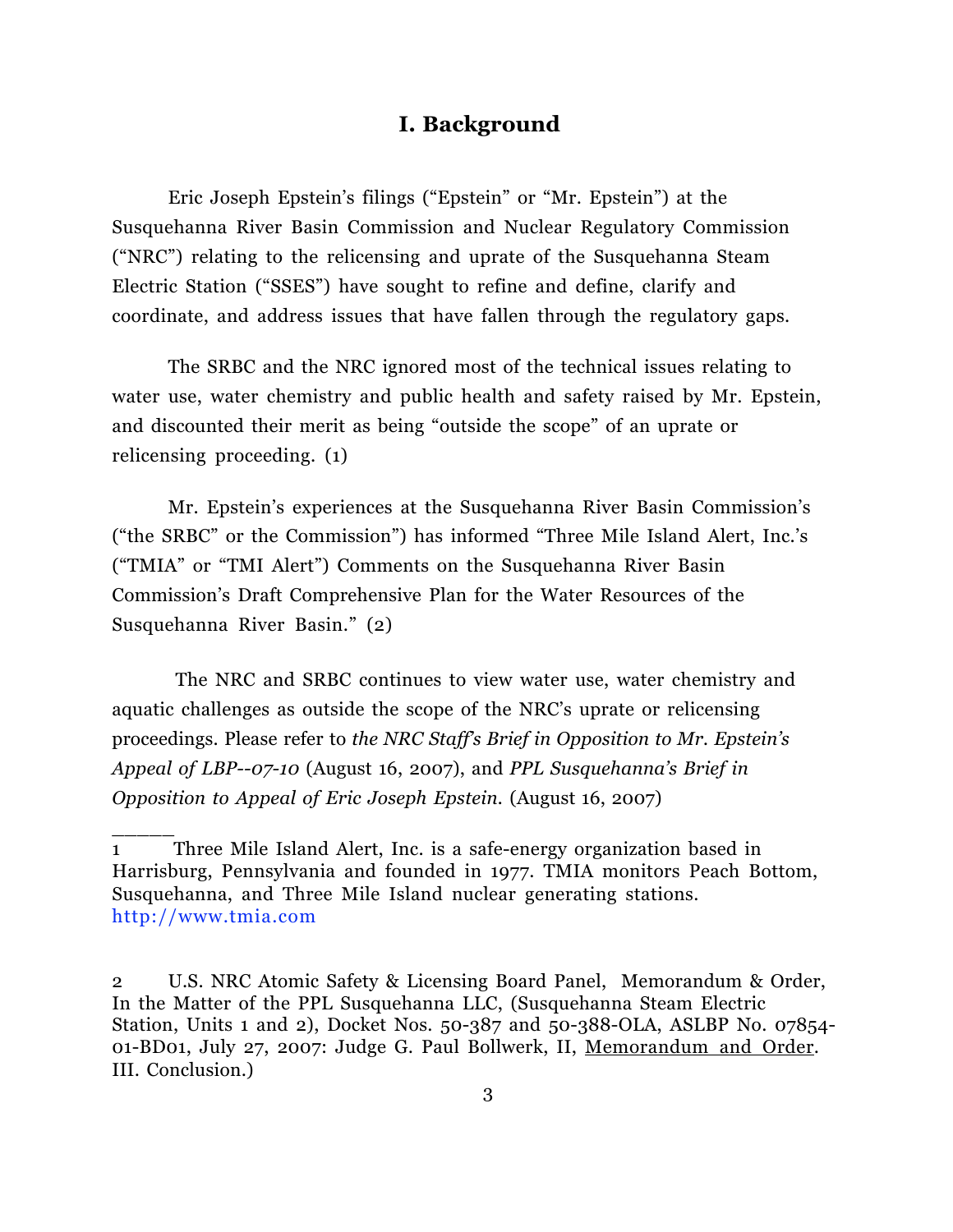## I. Background

Eric Joseph Epstein's filings ("Epstein" or "Mr. Epstein") at the Susquehanna River Basin Commission and Nuclear Regulatory Commission ("NRC") relating to the relicensing and uprate of the Susquehanna Steam Electric Station ("SSES") have sought to refine and define, clarify and coordinate, and address issues that have fallen through the regulatory gaps.

The SRBC and the NRC ignored most of the technical issues relating to water use, water chemistry and public health and safety raised by Mr. Epstein, and discounted their merit as being "outside the scope" of an uprate or relicensing proceeding. (1)

Mr. Epstein's experiences at the Susquehanna River Basin Commission's ("the SRBC" or the Commission") has informed "Three Mile Island Alert, Inc.'s ("TMIA" or "TMI Alert") Comments on the Susquehanna River Basin Commission's Draft Comprehensive Plan for the Water Resources of the Susquehanna River Basin." (2)

The NRC and SRBC continues to view water use, water chemistry and aquatic challenges as outside the scope of the NRC's uprate or relicensing proceedings. Please refer to *the NRC Staff's Brief in Opposition to Mr. Epstein's Appeal of LBP--07-10* (August 16, 2007), and *PPL Susquehanna's Brief in Opposition to Appeal of Eric Joseph Epstein.* (August 16, 2007)

______

1 Three Mile Island Alert, Inc. is a safe-energy organization based in Harrisburg, Pennsylvania and founded in 1977. TMIA monitors Peach Bottom, Susquehanna, and Three Mile Island nuclear generating stations. http://www.tmia.com

2 U.S. NRC Atomic Safety & Licensing Board Panel, Memorandum & Order, In the Matter of the PPL Susquehanna LLC, (Susquehanna Steam Electric Station, Units 1 and 2), Docket Nos. 50-387 and 50-388-OLA, ASLBP No. 07854-01-BD01, July 27, 2007: Judge G. Paul Bollwerk, II, Memorandum and Order. III. Conclusion.)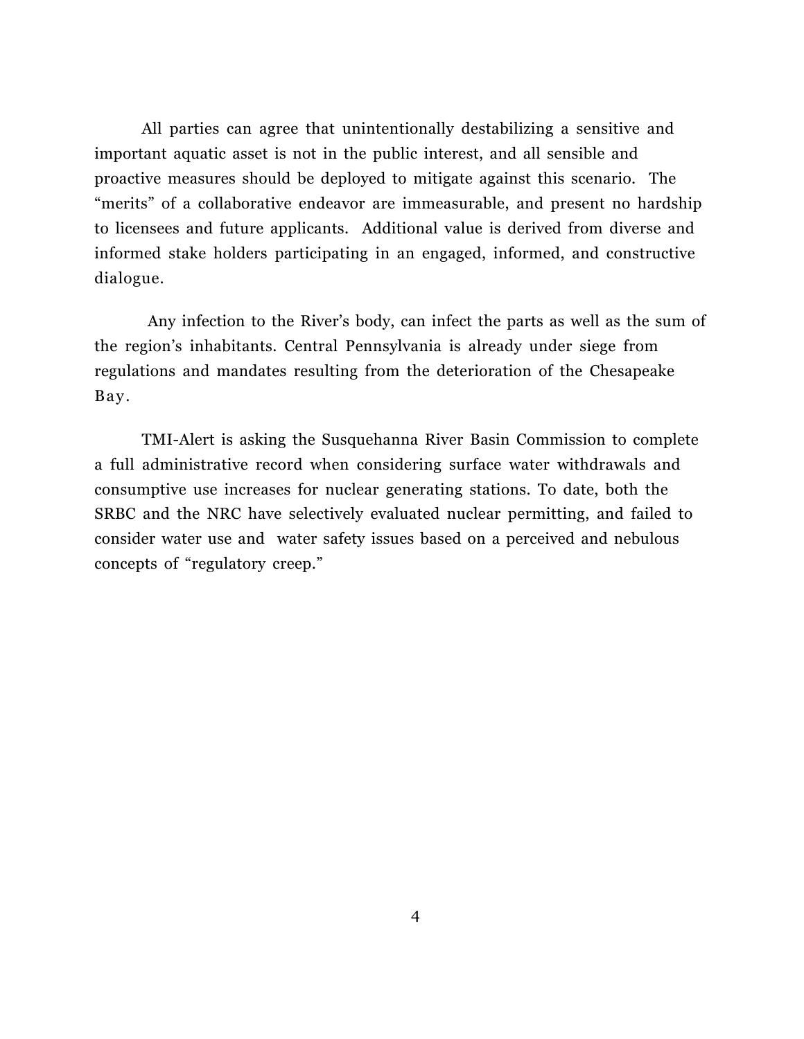All parties can agree that unintentionally destabilizing a sensitive and important aquatic asset is not in the public interest, and all sensible and proactive measures should be deployed to mitigate against this scenario. The "merits" of a collaborative endeavor are immeasurable, and present no hardship to licensees and future applicants. Additional value is derived from diverse and informed stake holders participating in an engaged, informed, and constructive dialogue.

Any infection to the River's body, can infect the parts as well as the sum of the region's inhabitants. Central Pennsylvania is already under siege from regulations and mandates resulting from the deterioration of the Chesapeake Bay.

TMI-Alert is asking the Susquehanna River Basin Commission to complete a full administrative record when considering surface water withdrawals and consumptive use increases for nuclear generating stations. To date, both the SRBC and the NRC have selectively evaluated nuclear permitting, and failed to consider water use and water safety issues based on a perceived and nebulous concepts of "regulatory creep."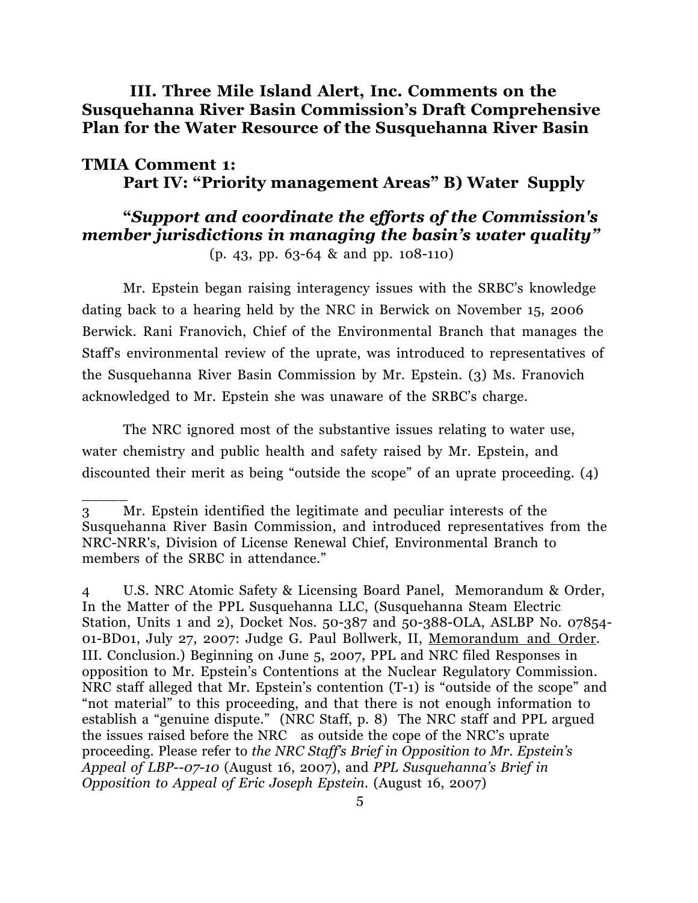## III. Three Mile Island Alert, Inc. Comments on the Susquehanna River Basin Commission's Draft Comprehensive Plan for the Water Resource of the Susquehanna River Basin

### TMIA Comment 1:

### Part IV: "Priority management Areas" B) Water Supply

***"Support and coordinate the efforts of the Commission's member jurisdictions in managing the basin's water quality"***
(p. 43, pp. 63-64 & and pp. 108-110)

Mr. Epstein began raising interagency issues with the SRBC's knowledge dating back to a hearing held by the NRC in Berwick on November 15, 2006 Berwick. Rani Franovich, Chief of the Environmental Branch that manages the Staff's environmental review of the uprate, was introduced to representatives of the Susquehanna River Basin Commission by Mr. Epstein. (3) Ms. Franovich acknowledged to Mr. Epstein she was unaware of the SRBC's charge.

The NRC ignored most of the substantive issues relating to water use, water chemistry and public health and safety raised by Mr. Epstein, and discounted their merit as being "outside the scope" of an uprate proceeding. (4)

______

3 Mr. Epstein identified the legitimate and peculiar interests of the Susquehanna River Basin Commission, and introduced representatives from the NRC-NRR's, Division of License Renewal Chief, Environmental Branch to members of the SRBC in attendance."

4 U.S. NRC Atomic Safety & Licensing Board Panel, Memorandum & Order, In the Matter of the PPL Susquehanna LLC, (Susquehanna Steam Electric Station, Units 1 and 2), Docket Nos. 50-387 and 50-388-OLA, ASLBP No. 07854-01-BD01, July 27, 2007: Judge G. Paul Bollwerk, II, <u>Memorandum and Order</u>. III. Conclusion.) Beginning on June 5, 2007, PPL and NRC filed Responses in opposition to Mr. Epstein's Contentions at the Nuclear Regulatory Commission. NRC staff alleged that Mr. Epstein's contention (T-1) is "outside of the scope" and "not material" to this proceeding, and that there is not enough information to establish a "genuine dispute." (NRC Staff, p. 8) The NRC staff and PPL argued the issues raised before the NRC as outside the cope of the NRC's uprate proceeding. Please refer to *the NRC Staff's Brief in Opposition to Mr. Epstein's Appeal of LBP--07-10* (August 16, 2007), and *PPL Susquehanna's Brief in Opposition to Appeal of Eric Joseph Epstein.* (August 16, 2007)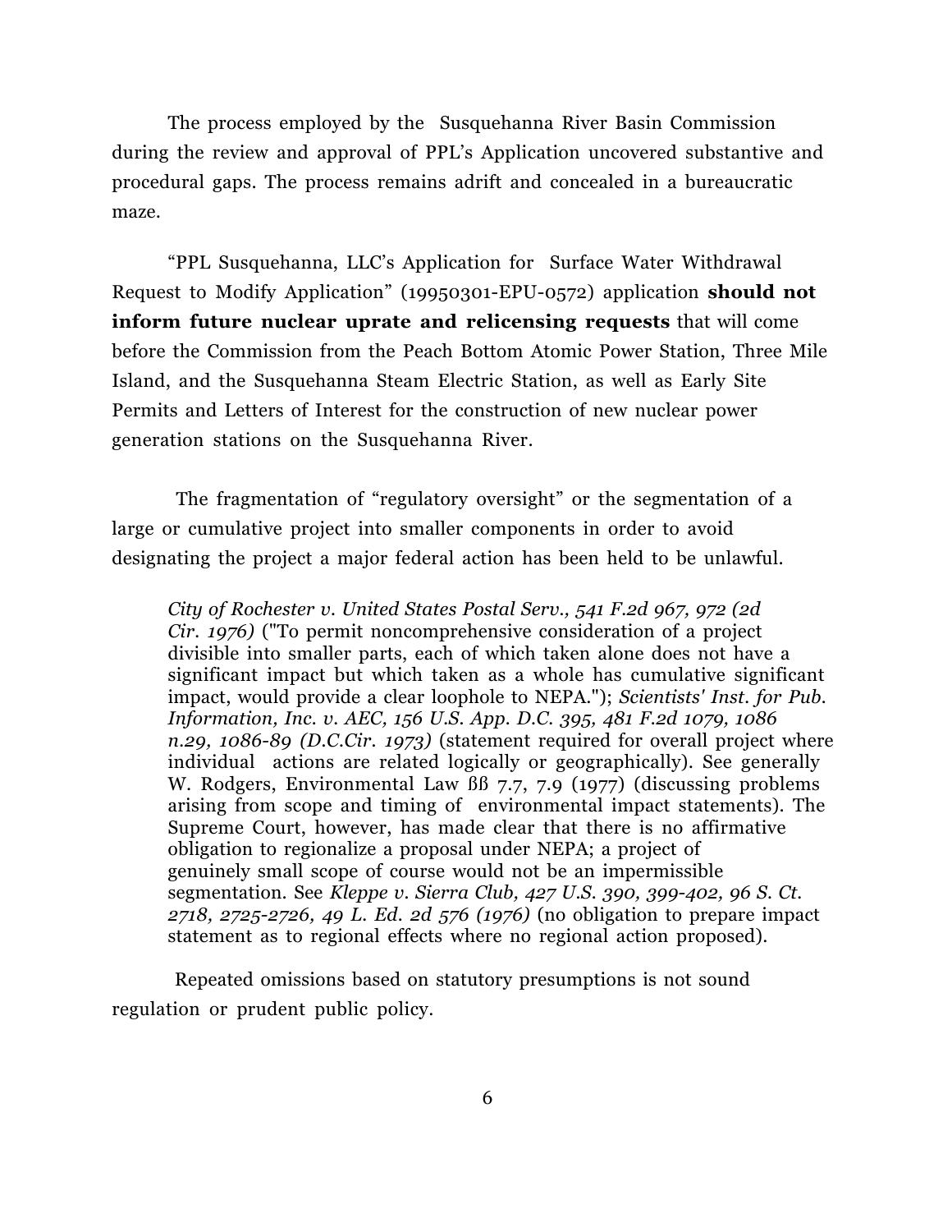The process employed by the Susquehanna River Basin Commission during the review and approval of PPL's Application uncovered substantive and procedural gaps. The process remains adrift and concealed in a bureaucratic maze.

"PPL Susquehanna, LLC's Application for Surface Water Withdrawal Request to Modify Application" (19950301-EPU-0572) application **should not inform future nuclear uprate and relicensing requests** that will come before the Commission from the Peach Bottom Atomic Power Station, Three Mile Island, and the Susquehanna Steam Electric Station, as well as Early Site Permits and Letters of Interest for the construction of new nuclear power generation stations on the Susquehanna River.

The fragmentation of "regulatory oversight" or the segmentation of a large or cumulative project into smaller components in order to avoid designating the project a major federal action has been held to be unlawful.

> *City of Rochester v. United States Postal Serv., 541 F.2d 967, 972 (2d Cir. 1976)* ("To permit noncomprehensive consideration of a project divisible into smaller parts, each of which taken alone does not have a significant impact but which taken as a whole has cumulative significant impact, would provide a clear loophole to NEPA."); *Scientists' Inst. for Pub. Information, Inc. v. AEC, 156 U.S. App. D.C. 395, 481 F.2d 1079, 1086 n.29, 1086-89 (D.C.Cir. 1973)* (statement required for overall project where individual actions are related logically or geographically). See generally W. Rodgers, Environmental Law ßß 7.7, 7.9 (1977) (discussing problems arising from scope and timing of environmental impact statements). The Supreme Court, however, has made clear that there is no affirmative obligation to regionalize a proposal under NEPA; a project of genuinely small scope of course would not be an impermissible segmentation. See *Kleppe v. Sierra Club, 427 U.S. 390, 399-402, 96 S. Ct. 2718, 2725-2726, 49 L. Ed. 2d 576 (1976)* (no obligation to prepare impact statement as to regional effects where no regional action proposed).

Repeated omissions based on statutory presumptions is not sound regulation or prudent public policy.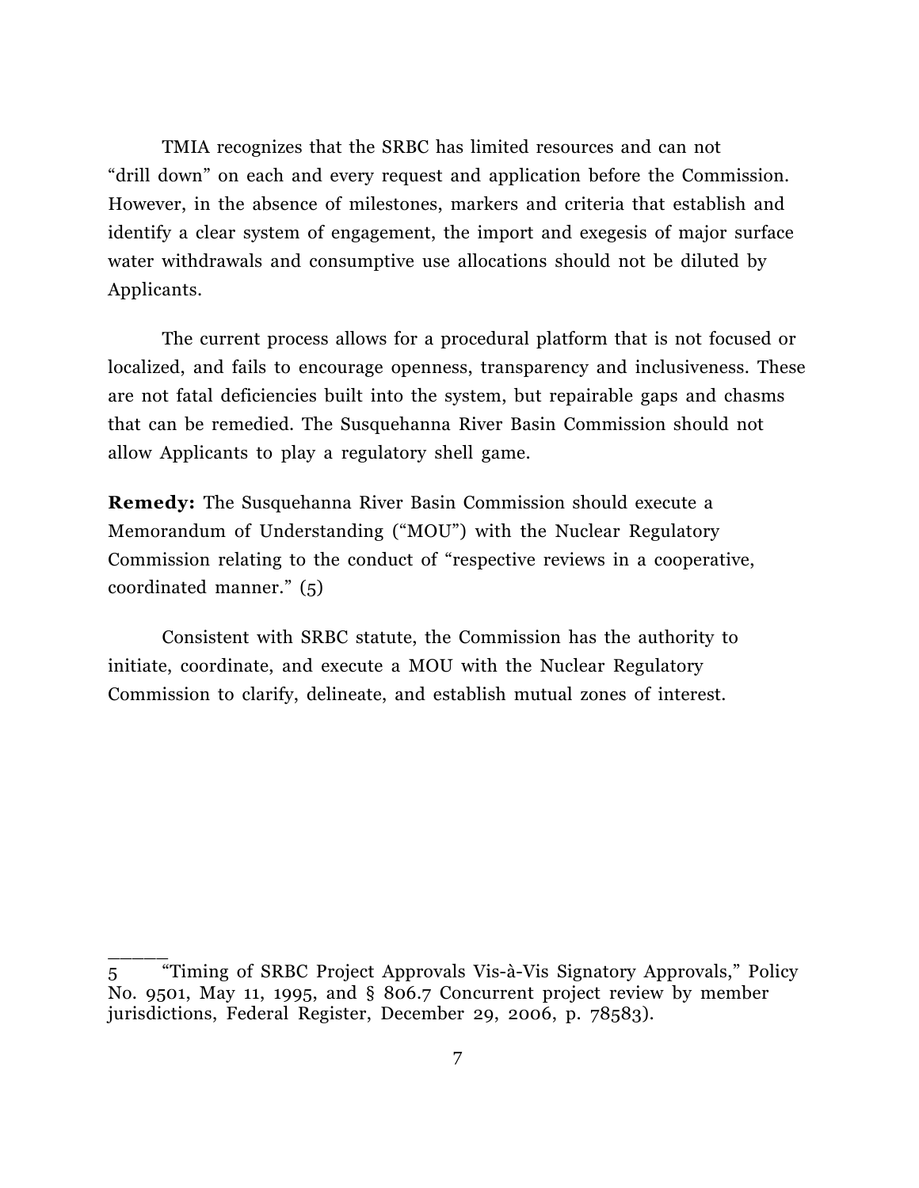TMIA recognizes that the SRBC has limited resources and can not "drill down" on each and every request and application before the Commission. However, in the absence of milestones, markers and criteria that establish and identify a clear system of engagement, the import and exegesis of major surface water withdrawals and consumptive use allocations should not be diluted by Applicants.

The current process allows for a procedural platform that is not focused or localized, and fails to encourage openness, transparency and inclusiveness. These are not fatal deficiencies built into the system, but repairable gaps and chasms that can be remedied. The Susquehanna River Basin Commission should not allow Applicants to play a regulatory shell game.

**Remedy:** The Susquehanna River Basin Commission should execute a Memorandum of Understanding ("MOU") with the Nuclear Regulatory Commission relating to the conduct of "respective reviews in a cooperative, coordinated manner." (5)

Consistent with SRBC statute, the Commission has the authority to initiate, coordinate, and execute a MOU with the Nuclear Regulatory Commission to clarify, delineate, and establish mutual zones of interest.

---

5 "Timing of SRBC Project Approvals Vis-à-Vis Signatory Approvals," Policy No. 9501, May 11, 1995, and § 806.7 Concurrent project review by member jurisdictions, Federal Register, December 29, 2006, p. 78583).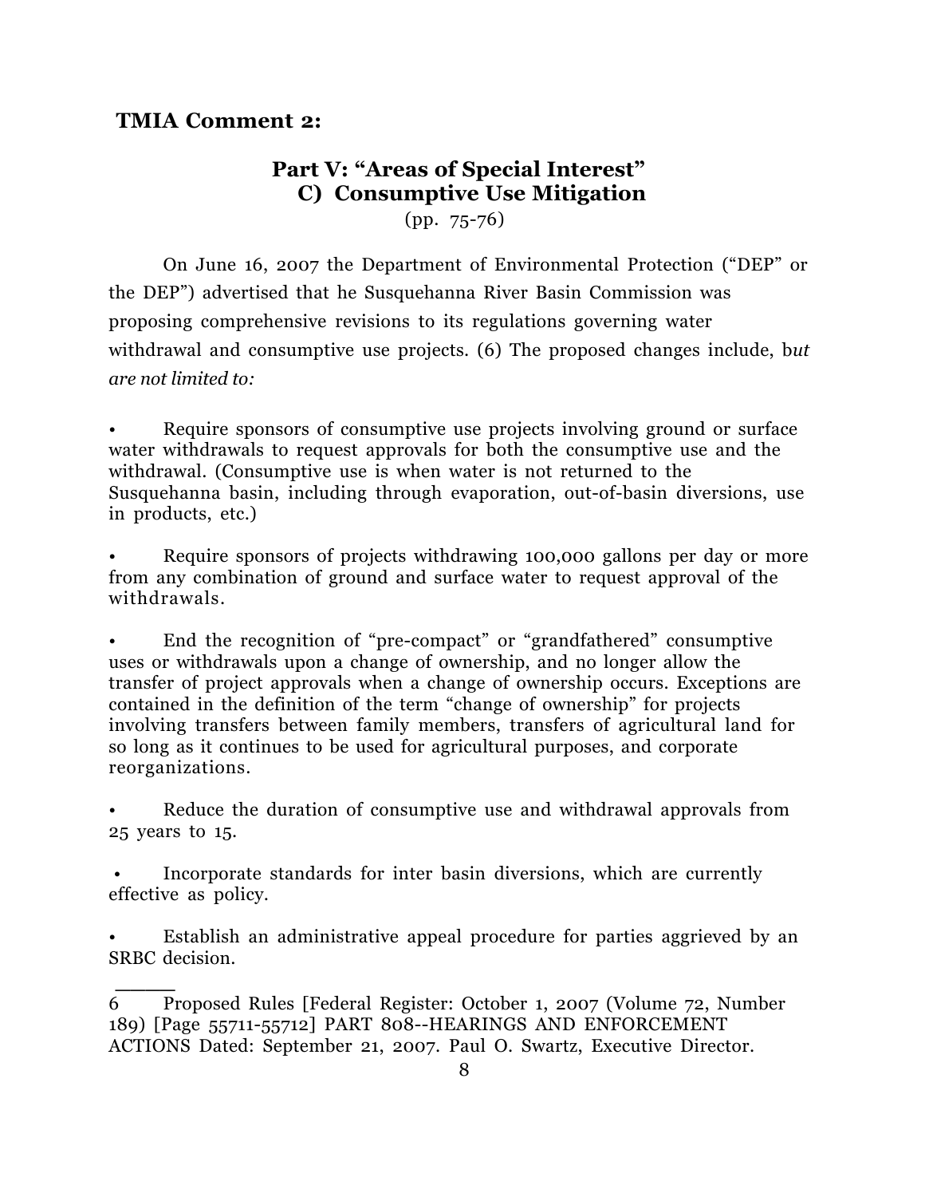**TMIA Comment 2:**

## Part V: "Areas of Special Interest"
## C) Consumptive Use Mitigation

(pp. 75-76)

On June 16, 2007 the Department of Environmental Protection ("DEP" or the DEP") advertised that he Susquehanna River Basin Commission was proposing comprehensive revisions to its regulations governing water withdrawal and consumptive use projects. (6) The proposed changes include, b*ut are not limited to:*

- Require sponsors of consumptive use projects involving ground or surface water withdrawals to request approvals for both the consumptive use and the withdrawal. (Consumptive use is when water is not returned to the Susquehanna basin, including through evaporation, out-of-basin diversions, use in products, etc.)

- Require sponsors of projects withdrawing 100,000 gallons per day or more from any combination of ground and surface water to request approval of the withdrawals.

- End the recognition of "pre-compact" or "grandfathered" consumptive uses or withdrawals upon a change of ownership, and no longer allow the transfer of project approvals when a change of ownership occurs. Exceptions are contained in the definition of the term "change of ownership" for projects involving transfers between family members, transfers of agricultural land for so long as it continues to be used for agricultural purposes, and corporate reorganizations.

- Reduce the duration of consumptive use and withdrawal approvals from 25 years to 15.

- Incorporate standards for inter basin diversions, which are currently effective as policy.

- Establish an administrative appeal procedure for parties aggrieved by an SRBC decision.

______

6 Proposed Rules [Federal Register: October 1, 2007 (Volume 72, Number 189) [Page 55711-55712] PART 808--HEARINGS AND ENFORCEMENT ACTIONS Dated: September 21, 2007. Paul O. Swartz, Executive Director.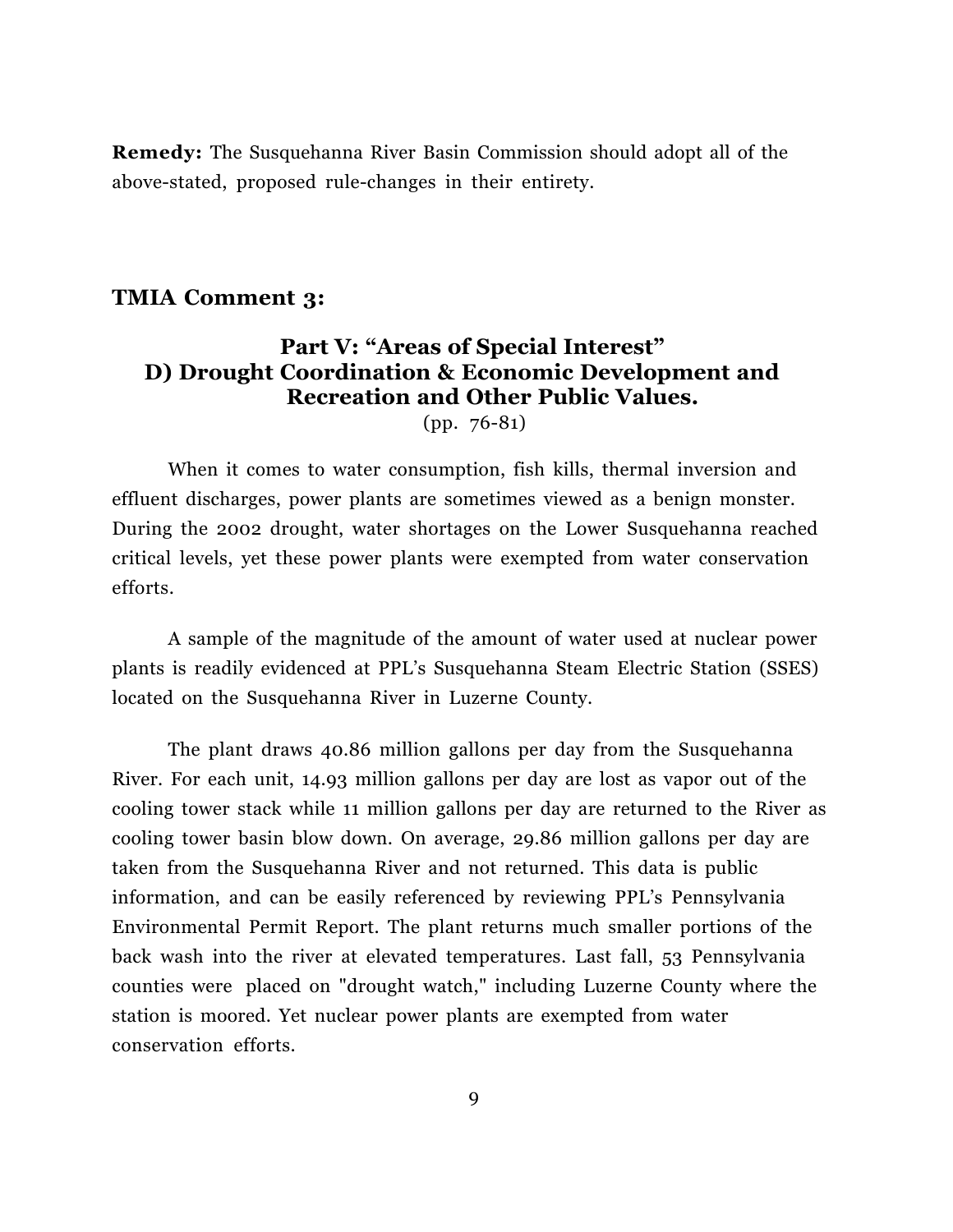**Remedy:** The Susquehanna River Basin Commission should adopt all of the above-stated, proposed rule-changes in their entirety.

## TMIA Comment 3:

### Part V: "Areas of Special Interest"
### D) Drought Coordination & Economic Development and Recreation and Other Public Values.

(pp. 76-81)

When it comes to water consumption, fish kills, thermal inversion and effluent discharges, power plants are sometimes viewed as a benign monster. During the 2002 drought, water shortages on the Lower Susquehanna reached critical levels, yet these power plants were exempted from water conservation efforts.

A sample of the magnitude of the amount of water used at nuclear power plants is readily evidenced at PPL's Susquehanna Steam Electric Station (SSES) located on the Susquehanna River in Luzerne County.

The plant draws 40.86 million gallons per day from the Susquehanna River. For each unit, 14.93 million gallons per day are lost as vapor out of the cooling tower stack while 11 million gallons per day are returned to the River as cooling tower basin blow down. On average, 29.86 million gallons per day are taken from the Susquehanna River and not returned. This data is public information, and can be easily referenced by reviewing PPL's Pennsylvania Environmental Permit Report. The plant returns much smaller portions of the back wash into the river at elevated temperatures. Last fall, 53 Pennsylvania counties were placed on "drought watch," including Luzerne County where the station is moored. Yet nuclear power plants are exempted from water conservation efforts.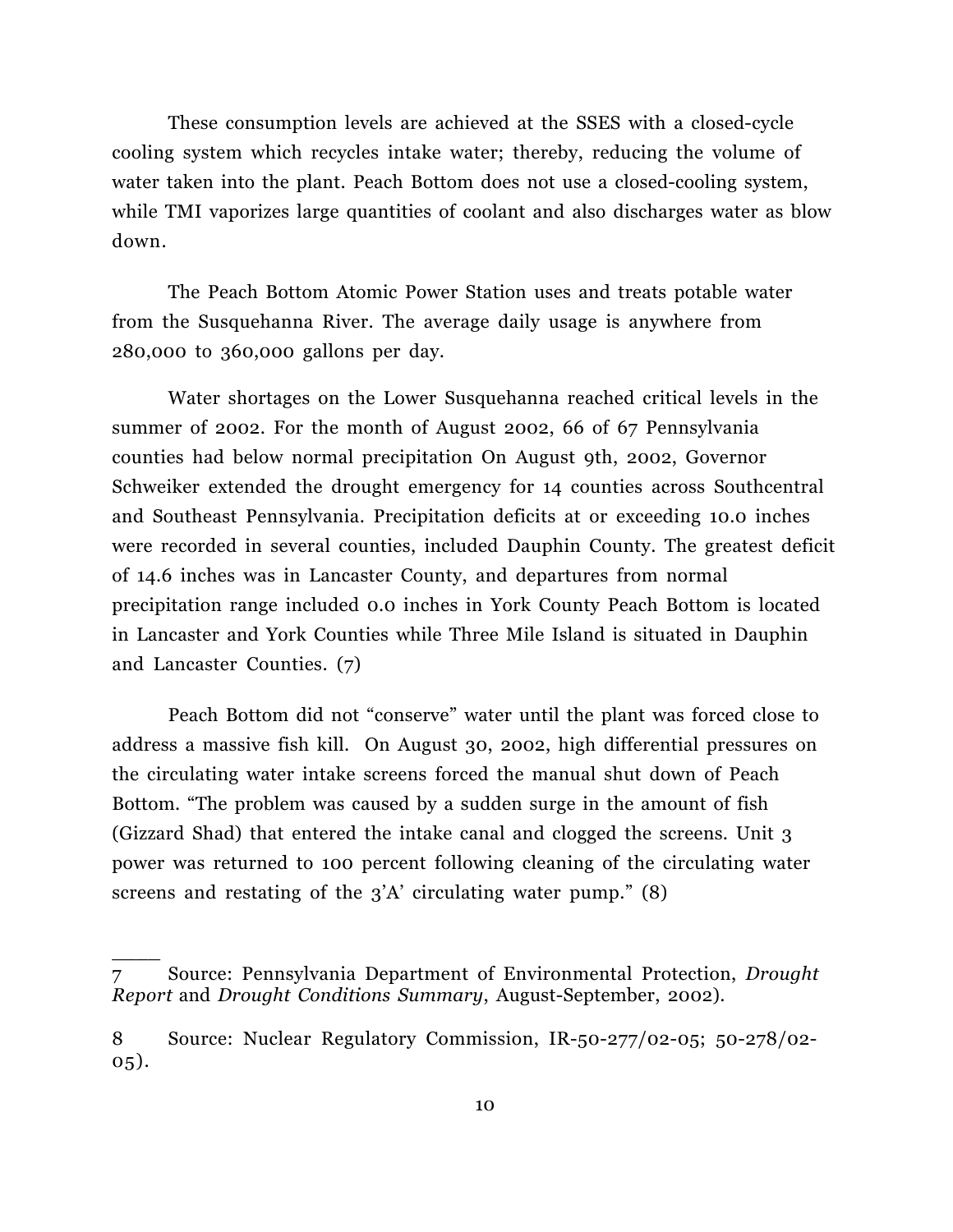These consumption levels are achieved at the SSES with a closed-cycle cooling system which recycles intake water; thereby, reducing the volume of water taken into the plant. Peach Bottom does not use a closed-cooling system, while TMI vaporizes large quantities of coolant and also discharges water as blow down.

The Peach Bottom Atomic Power Station uses and treats potable water from the Susquehanna River. The average daily usage is anywhere from 280,000 to 360,000 gallons per day.

Water shortages on the Lower Susquehanna reached critical levels in the summer of 2002. For the month of August 2002, 66 of 67 Pennsylvania counties had below normal precipitation On August 9th, 2002, Governor Schweiker extended the drought emergency for 14 counties across Southcentral and Southeast Pennsylvania. Precipitation deficits at or exceeding 10.0 inches were recorded in several counties, included Dauphin County. The greatest deficit of 14.6 inches was in Lancaster County, and departures from normal precipitation range included 0.0 inches in York County Peach Bottom is located in Lancaster and York Counties while Three Mile Island is situated in Dauphin and Lancaster Counties. (7)

Peach Bottom did not "conserve" water until the plant was forced close to address a massive fish kill. On August 30, 2002, high differential pressures on the circulating water intake screens forced the manual shut down of Peach Bottom. "The problem was caused by a sudden surge in the amount of fish (Gizzard Shad) that entered the intake canal and clogged the screens. Unit 3 power was returned to 100 percent following cleaning of the circulating water screens and restating of the 3'A' circulating water pump." (8)

---

7 Source: Pennsylvania Department of Environmental Protection, *Drought Report* and *Drought Conditions Summary*, August-September, 2002).

8 Source: Nuclear Regulatory Commission, IR-50-277/02-05; 50-278/02-05).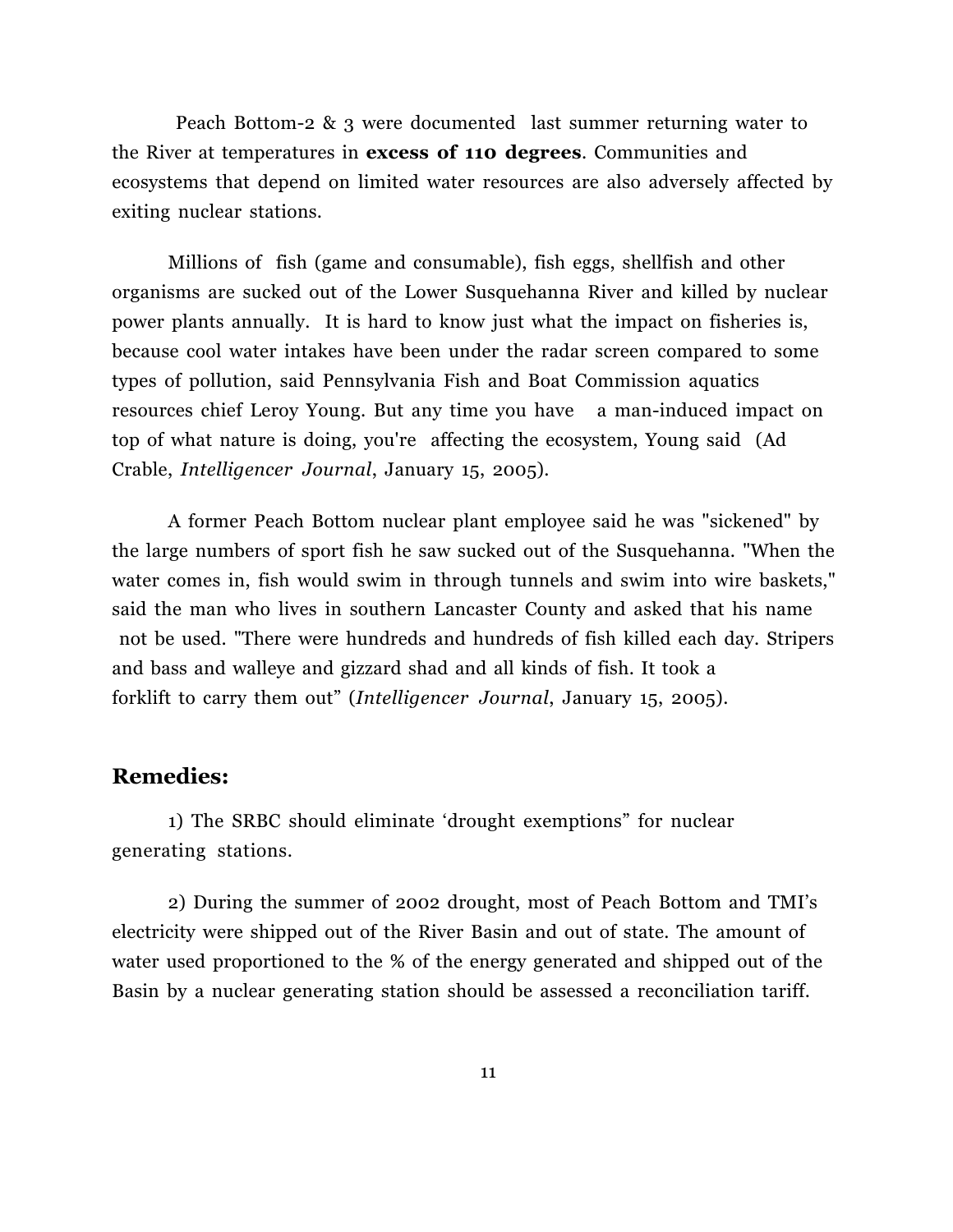Peach Bottom-2 & 3 were documented last summer returning water to the River at temperatures in **excess of 110 degrees**. Communities and ecosystems that depend on limited water resources are also adversely affected by exiting nuclear stations.

Millions of fish (game and consumable), fish eggs, shellfish and other organisms are sucked out of the Lower Susquehanna River and killed by nuclear power plants annually. It is hard to know just what the impact on fisheries is, because cool water intakes have been under the radar screen compared to some types of pollution, said Pennsylvania Fish and Boat Commission aquatics resources chief Leroy Young. But any time you have a man-induced impact on top of what nature is doing, you're affecting the ecosystem, Young said (Ad Crable, *Intelligencer Journal*, January 15, 2005).

A former Peach Bottom nuclear plant employee said he was "sickened" by the large numbers of sport fish he saw sucked out of the Susquehanna. "When the water comes in, fish would swim in through tunnels and swim into wire baskets," said the man who lives in southern Lancaster County and asked that his name not be used. "There were hundreds and hundreds of fish killed each day. Stripers and bass and walleye and gizzard shad and all kinds of fish. It took a forklift to carry them out" (*Intelligencer Journal*, January 15, 2005).

## Remedies:

1) The SRBC should eliminate 'drought exemptions" for nuclear generating stations.

2) During the summer of 2002 drought, most of Peach Bottom and TMI's electricity were shipped out of the River Basin and out of state. The amount of water used proportioned to the % of the energy generated and shipped out of the Basin by a nuclear generating station should be assessed a reconciliation tariff.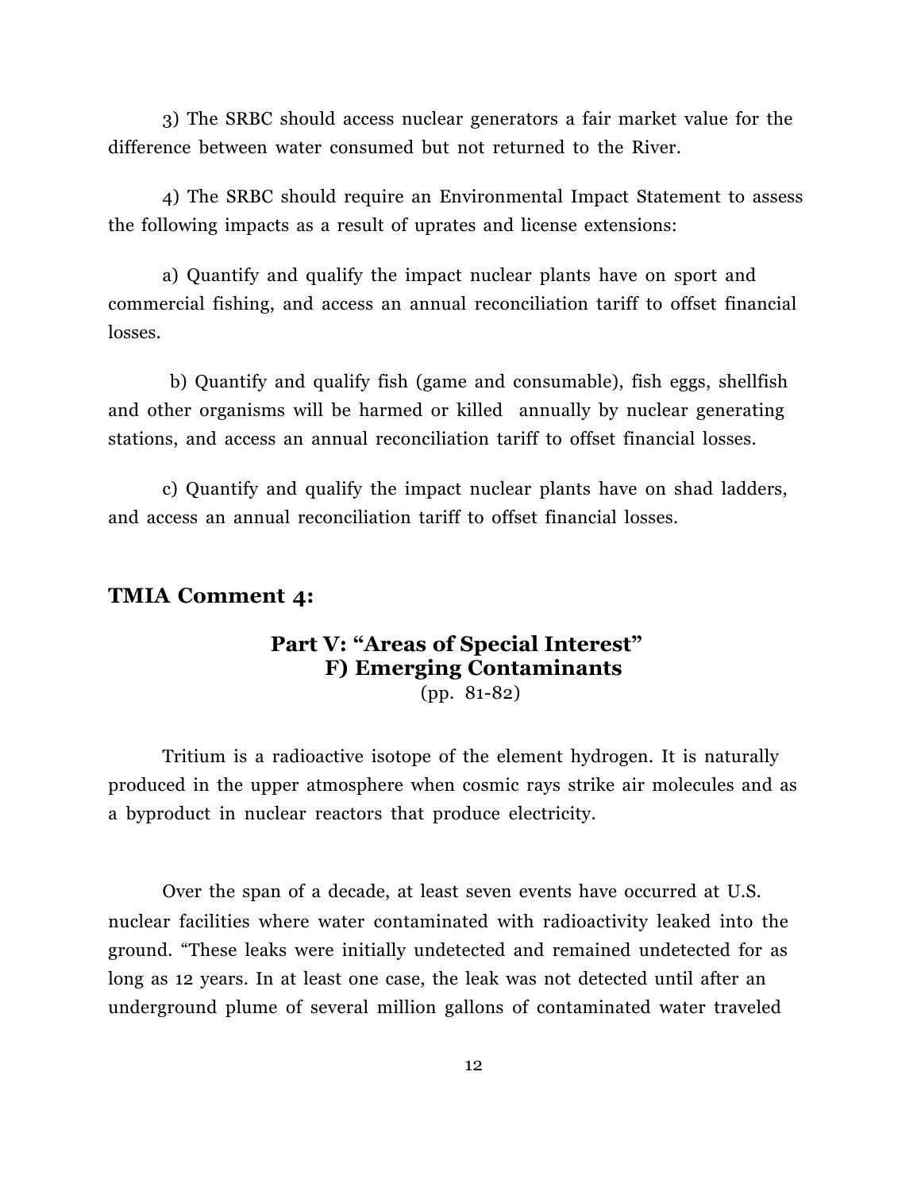3) The SRBC should access nuclear generators a fair market value for the difference between water consumed but not returned to the River.

4) The SRBC should require an Environmental Impact Statement to assess the following impacts as a result of uprates and license extensions:

a) Quantify and qualify the impact nuclear plants have on sport and commercial fishing, and access an annual reconciliation tariff to offset financial losses.

b) Quantify and qualify fish (game and consumable), fish eggs, shellfish and other organisms will be harmed or killed annually by nuclear generating stations, and access an annual reconciliation tariff to offset financial losses.

c) Quantify and qualify the impact nuclear plants have on shad ladders, and access an annual reconciliation tariff to offset financial losses.

## TMIA Comment 4:

### Part V: "Areas of Special Interest"
### F) Emerging Contaminants

(pp. 81-82)

Tritium is a radioactive isotope of the element hydrogen. It is naturally produced in the upper atmosphere when cosmic rays strike air molecules and as a byproduct in nuclear reactors that produce electricity.

Over the span of a decade, at least seven events have occurred at U.S. nuclear facilities where water contaminated with radioactivity leaked into the ground. "These leaks were initially undetected and remained undetected for as long as 12 years. In at least one case, the leak was not detected until after an underground plume of several million gallons of contaminated water traveled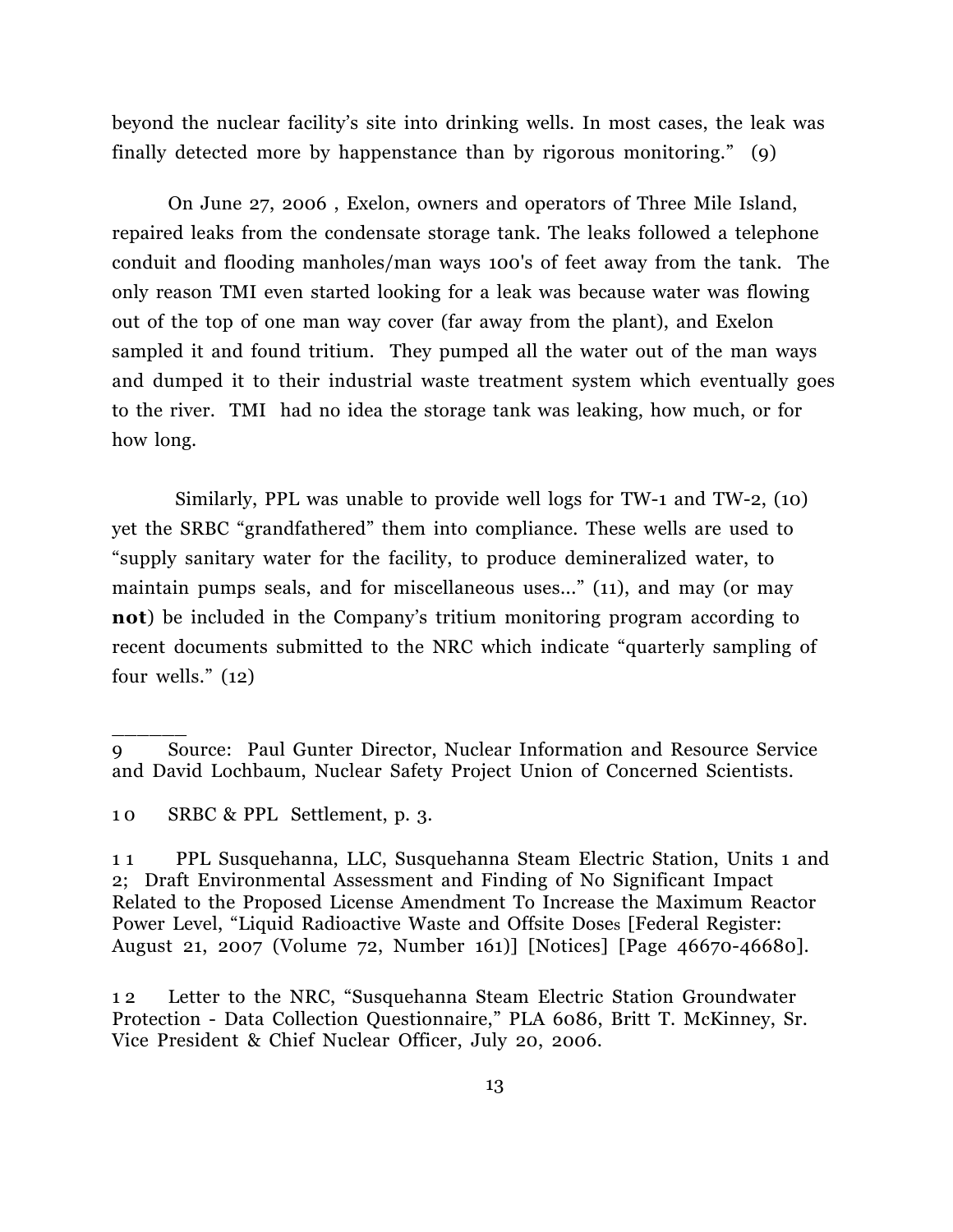beyond the nuclear facility's site into drinking wells. In most cases, the leak was finally detected more by happenstance than by rigorous monitoring." (9)

On June 27, 2006 , Exelon, owners and operators of Three Mile Island, repaired leaks from the condensate storage tank. The leaks followed a telephone conduit and flooding manholes/man ways 100's of feet away from the tank. The only reason TMI even started looking for a leak was because water was flowing out of the top of one man way cover (far away from the plant), and Exelon sampled it and found tritium. They pumped all the water out of the man ways and dumped it to their industrial waste treatment system which eventually goes to the river. TMI had no idea the storage tank was leaking, how much, or for how long.

Similarly, PPL was unable to provide well logs for TW-1 and TW-2, (10) yet the SRBC "grandfathered" them into compliance. These wells are used to "supply sanitary water for the facility, to produce demineralized water, to maintain pumps seals, and for miscellaneous uses..." (11), and may (or may **not**) be included in the Company's tritium monitoring program according to recent documents submitted to the NRC which indicate "quarterly sampling of four wells." (12)

---

9 Source: Paul Gunter Director, Nuclear Information and Resource Service and David Lochbaum, Nuclear Safety Project Union of Concerned Scientists.

10 SRBC & PPL Settlement, p. 3.

11 PPL Susquehanna, LLC, Susquehanna Steam Electric Station, Units 1 and 2; Draft Environmental Assessment and Finding of No Significant Impact Related to the Proposed License Amendment To Increase the Maximum Reactor Power Level, "Liquid Radioactive Waste and Offsite Doses [Federal Register: August 21, 2007 (Volume 72, Number 161)] [Notices] [Page 46670-46680].

12 Letter to the NRC, "Susquehanna Steam Electric Station Groundwater Protection - Data Collection Questionnaire," PLA 6086, Britt T. McKinney, Sr. Vice President & Chief Nuclear Officer, July 20, 2006.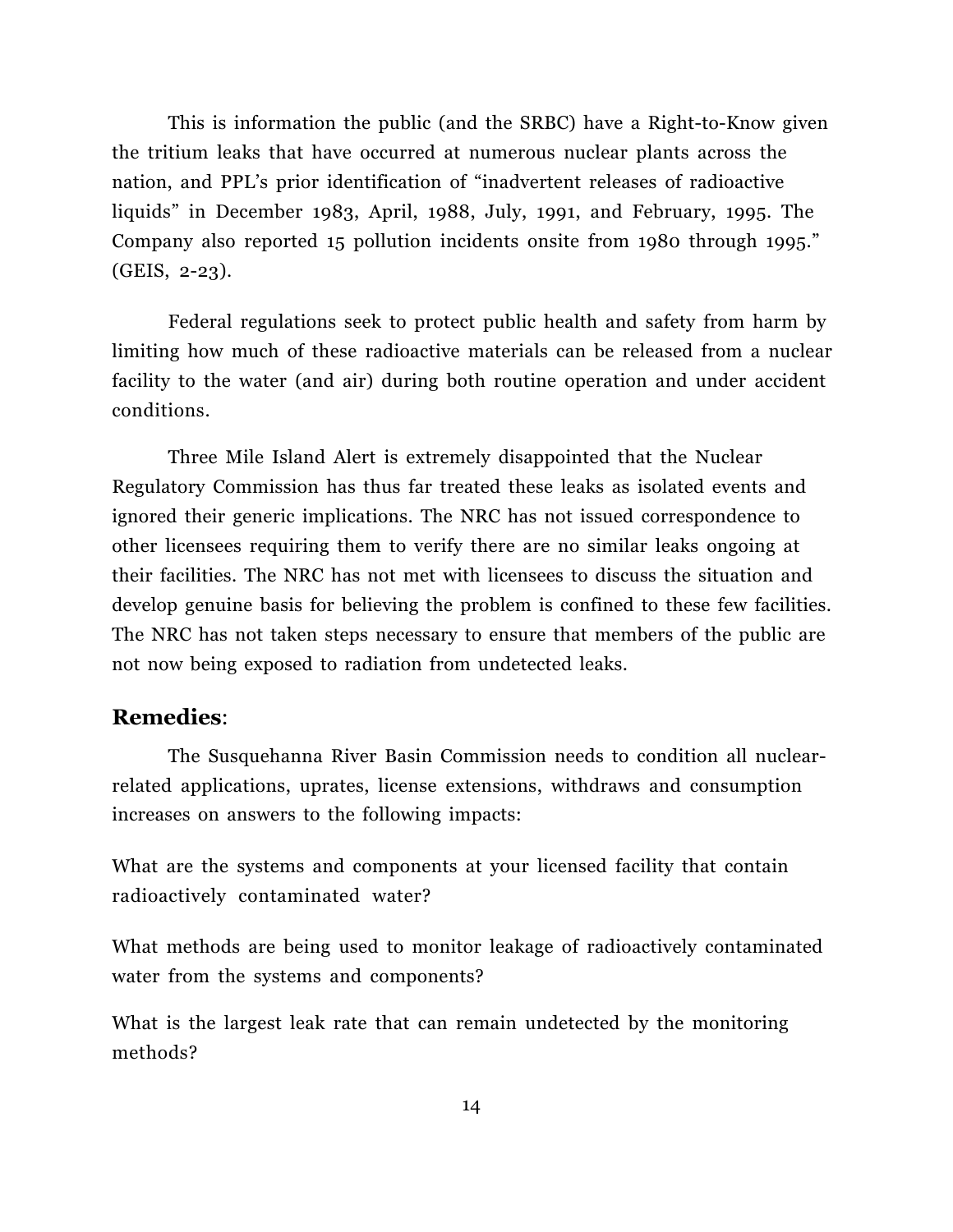This is information the public (and the SRBC) have a Right-to-Know given the tritium leaks that have occurred at numerous nuclear plants across the nation, and PPL's prior identification of "inadvertent releases of radioactive liquids" in December 1983, April, 1988, July, 1991, and February, 1995. The Company also reported 15 pollution incidents onsite from 1980 through 1995." (GEIS, 2-23).

Federal regulations seek to protect public health and safety from harm by limiting how much of these radioactive materials can be released from a nuclear facility to the water (and air) during both routine operation and under accident conditions.

Three Mile Island Alert is extremely disappointed that the Nuclear Regulatory Commission has thus far treated these leaks as isolated events and ignored their generic implications. The NRC has not issued correspondence to other licensees requiring them to verify there are no similar leaks ongoing at their facilities. The NRC has not met with licensees to discuss the situation and develop genuine basis for believing the problem is confined to these few facilities. The NRC has not taken steps necessary to ensure that members of the public are not now being exposed to radiation from undetected leaks.

## **Remedies**:

The Susquehanna River Basin Commission needs to condition all nuclear-related applications, uprates, license extensions, withdraws and consumption increases on answers to the following impacts:

What are the systems and components at your licensed facility that contain radioactively contaminated water?

What methods are being used to monitor leakage of radioactively contaminated water from the systems and components?

What is the largest leak rate that can remain undetected by the monitoring methods?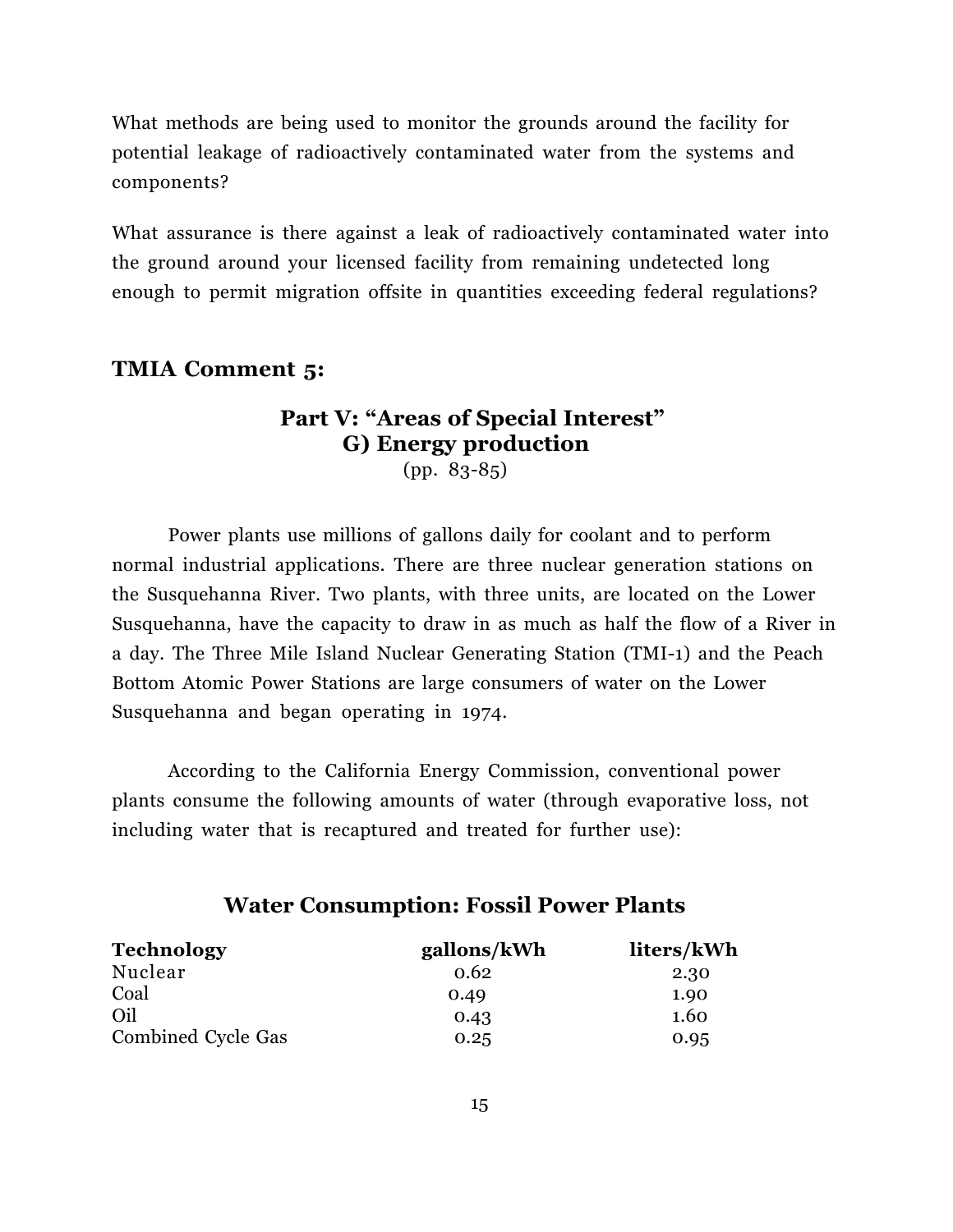What methods are being used to monitor the grounds around the facility for potential leakage of radioactively contaminated water from the systems and components?

What assurance is there against a leak of radioactively contaminated water into the ground around your licensed facility from remaining undetected long enough to permit migration offsite in quantities exceeding federal regulations?

## TMIA Comment 5:

### Part V: "Areas of Special Interest"
### G) Energy production

(pp. 83-85)

Power plants use millions of gallons daily for coolant and to perform normal industrial applications. There are three nuclear generation stations on the Susquehanna River. Two plants, with three units, are located on the Lower Susquehanna, have the capacity to draw in as much as half the flow of a River in a day. The Three Mile Island Nuclear Generating Station (TMI-1) and the Peach Bottom Atomic Power Stations are large consumers of water on the Lower Susquehanna and began operating in 1974.

According to the California Energy Commission, conventional power plants consume the following amounts of water (through evaporative loss, not including water that is recaptured and treated for further use):

### Water Consumption: Fossil Power Plants

| Technology | gallons/kWh | liters/kWh |
|---|---|---|
| Nuclear | 0.62 | 2.30 |
| Coal | 0.49 | 1.90 |
| Oil | 0.43 | 1.60 |
| Combined Cycle Gas | 0.25 | 0.95 |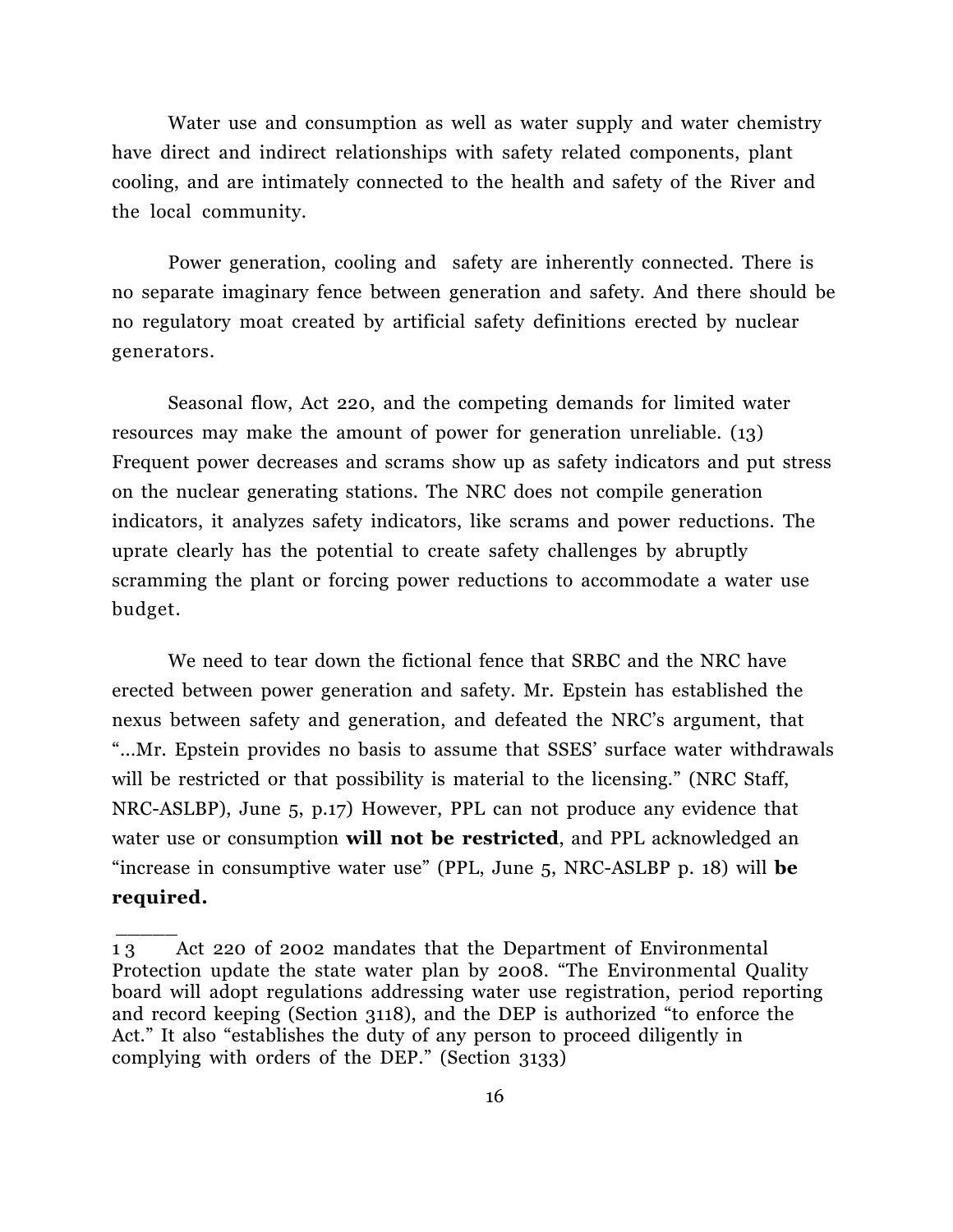Water use and consumption as well as water supply and water chemistry have direct and indirect relationships with safety related components, plant cooling, and are intimately connected to the health and safety of the River and the local community.

Power generation, cooling and safety are inherently connected. There is no separate imaginary fence between generation and safety. And there should be no regulatory moat created by artificial safety definitions erected by nuclear generators.

Seasonal flow, Act 220, and the competing demands for limited water resources may make the amount of power for generation unreliable. (13) Frequent power decreases and scrams show up as safety indicators and put stress on the nuclear generating stations. The NRC does not compile generation indicators, it analyzes safety indicators, like scrams and power reductions. The uprate clearly has the potential to create safety challenges by abruptly scramming the plant or forcing power reductions to accommodate a water use budget.

We need to tear down the fictional fence that SRBC and the NRC have erected between power generation and safety. Mr. Epstein has established the nexus between safety and generation, and defeated the NRC's argument, that "...Mr. Epstein provides no basis to assume that SSES' surface water withdrawals will be restricted or that possibility is material to the licensing." (NRC Staff, NRC-ASLBP), June 5, p.17) However, PPL can not produce any evidence that water use or consumption **will not be restricted**, and PPL acknowledged an "increase in consumptive water use" (PPL, June 5, NRC-ASLBP p. 18) will **be required.**

---

13 Act 220 of 2002 mandates that the Department of Environmental Protection update the state water plan by 2008. "The Environmental Quality board will adopt regulations addressing water use registration, period reporting and record keeping (Section 3118), and the DEP is authorized "to enforce the Act." It also "establishes the duty of any person to proceed diligently in complying with orders of the DEP." (Section 3133)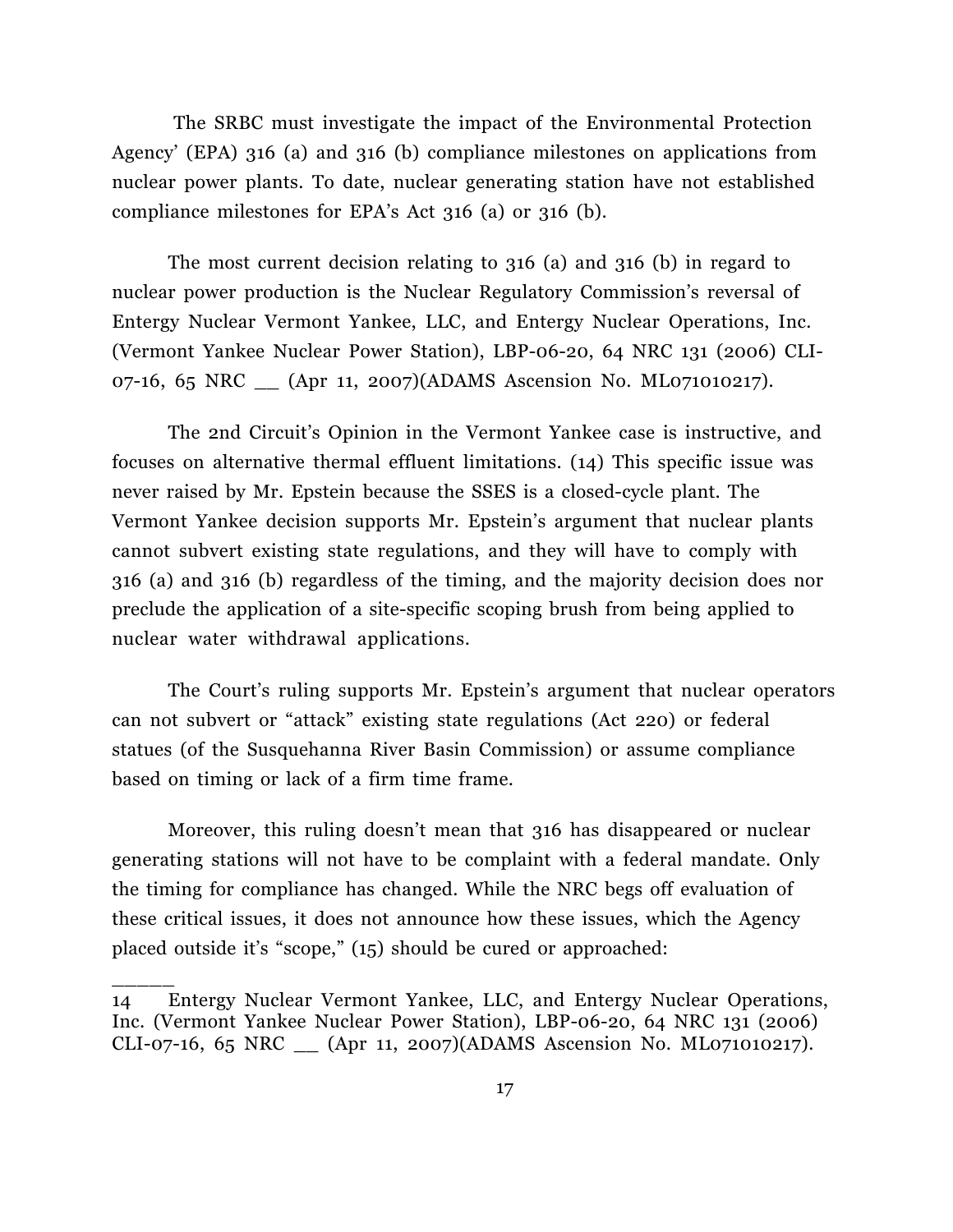The SRBC must investigate the impact of the Environmental Protection Agency' (EPA) 316 (a) and 316 (b) compliance milestones on applications from nuclear power plants. To date, nuclear generating station have not established compliance milestones for EPA's Act 316 (a) or 316 (b).

The most current decision relating to 316 (a) and 316 (b) in regard to nuclear power production is the Nuclear Regulatory Commission's reversal of Entergy Nuclear Vermont Yankee, LLC, and Entergy Nuclear Operations, Inc. (Vermont Yankee Nuclear Power Station), LBP-06-20, 64 NRC 131 (2006) CLI-07-16, 65 NRC __ (Apr 11, 2007)(ADAMS Ascension No. ML071010217).

The 2nd Circuit's Opinion in the Vermont Yankee case is instructive, and focuses on alternative thermal effluent limitations. (14) This specific issue was never raised by Mr. Epstein because the SSES is a closed-cycle plant. The Vermont Yankee decision supports Mr. Epstein's argument that nuclear plants cannot subvert existing state regulations, and they will have to comply with 316 (a) and 316 (b) regardless of the timing, and the majority decision does nor preclude the application of a site-specific scoping brush from being applied to nuclear water withdrawal applications.

The Court's ruling supports Mr. Epstein's argument that nuclear operators can not subvert or "attack" existing state regulations (Act 220) or federal statues (of the Susquehanna River Basin Commission) or assume compliance based on timing or lack of a firm time frame.

Moreover, this ruling doesn't mean that 316 has disappeared or nuclear generating stations will not have to be complaint with a federal mandate. Only the timing for compliance has changed. While the NRC begs off evaluation of these critical issues, it does not announce how these issues, which the Agency placed outside it's "scope," (15) should be cured or approached:

______

14 Entergy Nuclear Vermont Yankee, LLC, and Entergy Nuclear Operations, Inc. (Vermont Yankee Nuclear Power Station), LBP-06-20, 64 NRC 131 (2006) CLI-07-16, 65 NRC __ (Apr 11, 2007)(ADAMS Ascension No. ML071010217).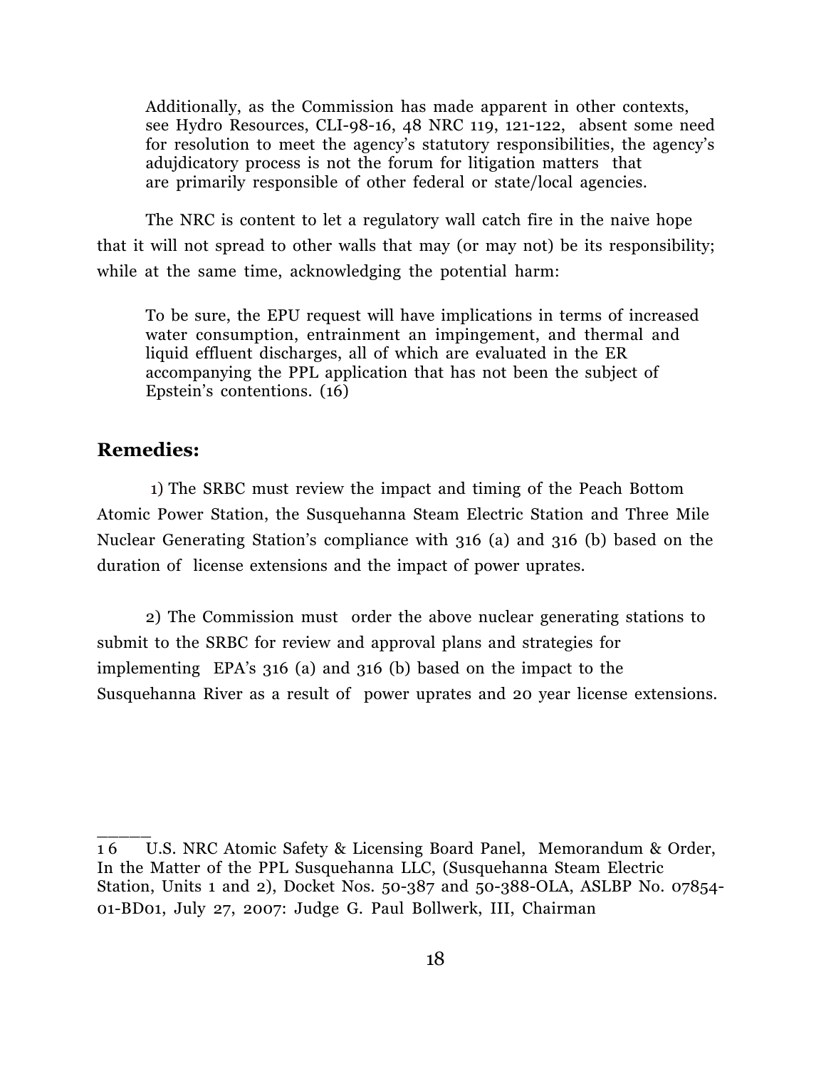> Additionally, as the Commission has made apparent in other contexts, see Hydro Resources, CLI-98-16, 48 NRC 119, 121-122, absent some need for resolution to meet the agency's statutory responsibilities, the agency's adujdicatory process is not the forum for litigation matters that are primarily responsible of other federal or state/local agencies.

The NRC is content to let a regulatory wall catch fire in the naive hope that it will not spread to other walls that may (or may not) be its responsibility; while at the same time, acknowledging the potential harm:

> To be sure, the EPU request will have implications in terms of increased water consumption, entrainment an impingement, and thermal and liquid effluent discharges, all of which are evaluated in the ER accompanying the PPL application that has not been the subject of Epstein's contentions. (16)

## Remedies:

1) The SRBC must review the impact and timing of the Peach Bottom Atomic Power Station, the Susquehanna Steam Electric Station and Three Mile Nuclear Generating Station's compliance with 316 (a) and 316 (b) based on the duration of license extensions and the impact of power uprates.

2) The Commission must order the above nuclear generating stations to submit to the SRBC for review and approval plans and strategies for implementing EPA's 316 (a) and 316 (b) based on the impact to the Susquehanna River as a result of power uprates and 20 year license extensions.

______

16 U.S. NRC Atomic Safety & Licensing Board Panel, Memorandum & Order, In the Matter of the PPL Susquehanna LLC, (Susquehanna Steam Electric Station, Units 1 and 2), Docket Nos. 50-387 and 50-388-OLA, ASLBP No. 07854-01-BD01, July 27, 2007: Judge G. Paul Bollwerk, III, Chairman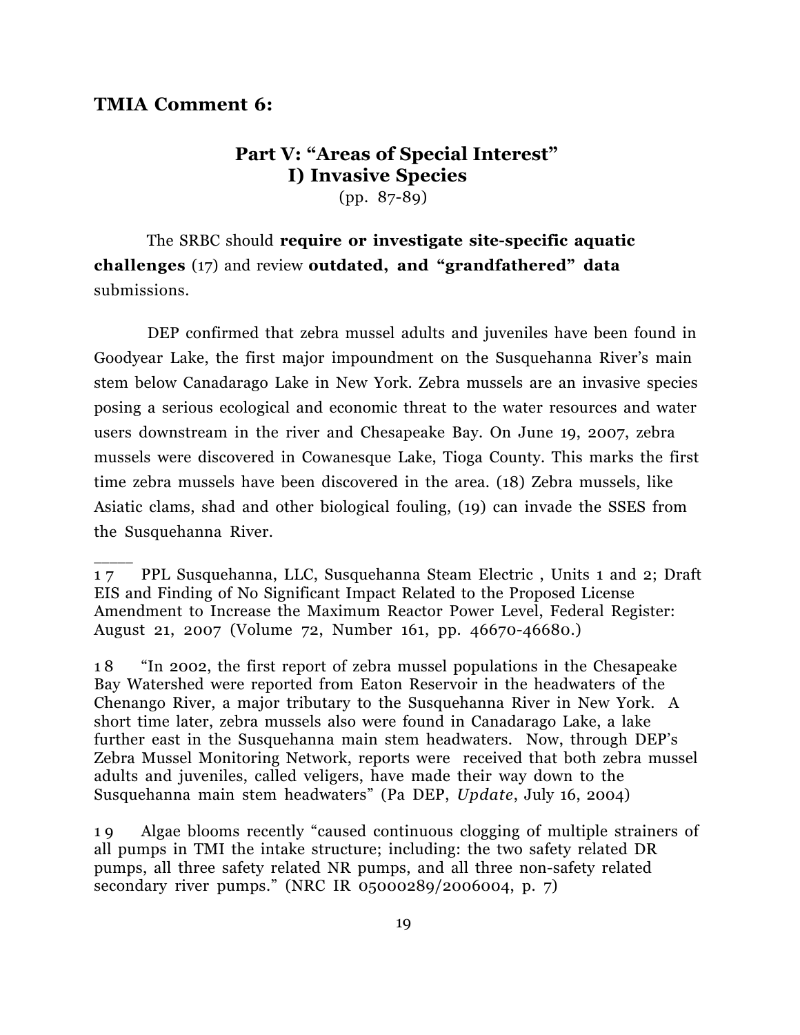## TMIA Comment 6:

### Part V: "Areas of Special Interest"
### I) Invasive Species

(pp. 87-89)

The SRBC should **require or investigate site-specific aquatic challenges** (17) and review **outdated, and "grandfathered" data** submissions.

DEP confirmed that zebra mussel adults and juveniles have been found in Goodyear Lake, the first major impoundment on the Susquehanna River's main stem below Canadarago Lake in New York. Zebra mussels are an invasive species posing a serious ecological and economic threat to the water resources and water users downstream in the river and Chesapeake Bay. On June 19, 2007, zebra mussels were discovered in Cowanesque Lake, Tioga County. This marks the first time zebra mussels have been discovered in the area. (18) Zebra mussels, like Asiatic clams, shad and other biological fouling, (19) can invade the SSES from the Susquehanna River.

_____

17 PPL Susquehanna, LLC, Susquehanna Steam Electric , Units 1 and 2; Draft EIS and Finding of No Significant Impact Related to the Proposed License Amendment to Increase the Maximum Reactor Power Level, Federal Register: August 21, 2007 (Volume 72, Number 161, pp. 46670-46680.)

18 "In 2002, the first report of zebra mussel populations in the Chesapeake Bay Watershed were reported from Eaton Reservoir in the headwaters of the Chenango River, a major tributary to the Susquehanna River in New York. A short time later, zebra mussels also were found in Canadarago Lake, a lake further east in the Susquehanna main stem headwaters. Now, through DEP's Zebra Mussel Monitoring Network, reports were received that both zebra mussel adults and juveniles, called veligers, have made their way down to the Susquehanna main stem headwaters" (Pa DEP, *Update*, July 16, 2004)

19 Algae blooms recently "caused continuous clogging of multiple strainers of all pumps in TMI the intake structure; including: the two safety related DR pumps, all three safety related NR pumps, and all three non-safety related secondary river pumps." (NRC IR 05000289/2006004, p. 7)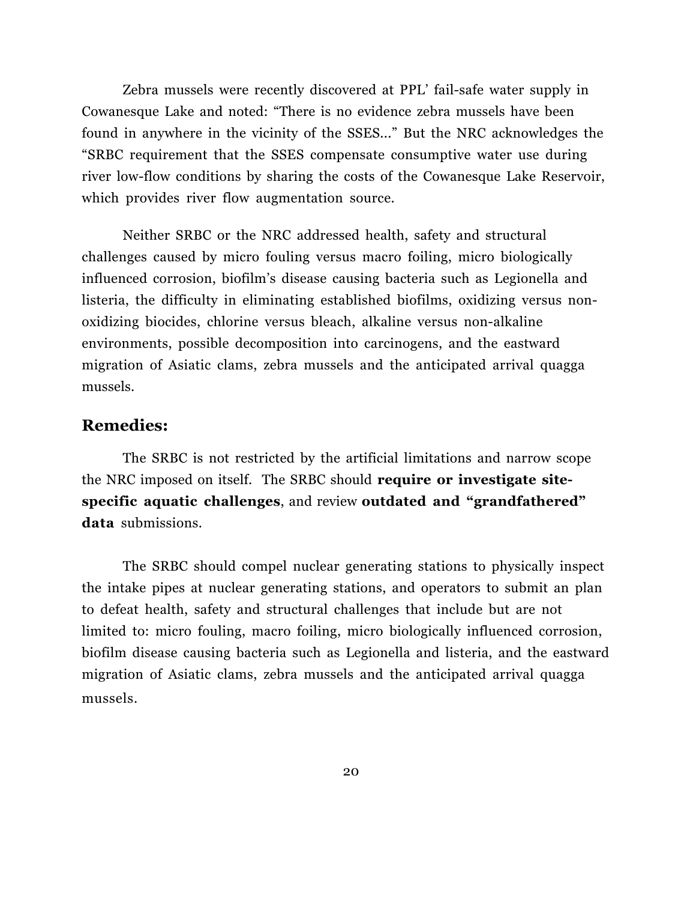Zebra mussels were recently discovered at PPL' fail-safe water supply in Cowanesque Lake and noted: "There is no evidence zebra mussels have been found in anywhere in the vicinity of the SSES..." But the NRC acknowledges the "SRBC requirement that the SSES compensate consumptive water use during river low-flow conditions by sharing the costs of the Cowanesque Lake Reservoir, which provides river flow augmentation source.

Neither SRBC or the NRC addressed health, safety and structural challenges caused by micro fouling versus macro foiling, micro biologically influenced corrosion, biofilm's disease causing bacteria such as Legionella and listeria, the difficulty in eliminating established biofilms, oxidizing versus non-oxidizing biocides, chlorine versus bleach, alkaline versus non-alkaline environments, possible decomposition into carcinogens, and the eastward migration of Asiatic clams, zebra mussels and the anticipated arrival quagga mussels.

## Remedies:

The SRBC is not restricted by the artificial limitations and narrow scope the NRC imposed on itself. The SRBC should **require or investigate site-specific aquatic challenges**, and review **outdated and "grandfathered" data** submissions.

The SRBC should compel nuclear generating stations to physically inspect the intake pipes at nuclear generating stations, and operators to submit an plan to defeat health, safety and structural challenges that include but are not limited to: micro fouling, macro foiling, micro biologically influenced corrosion, biofilm disease causing bacteria such as Legionella and listeria, and the eastward migration of Asiatic clams, zebra mussels and the anticipated arrival quagga mussels.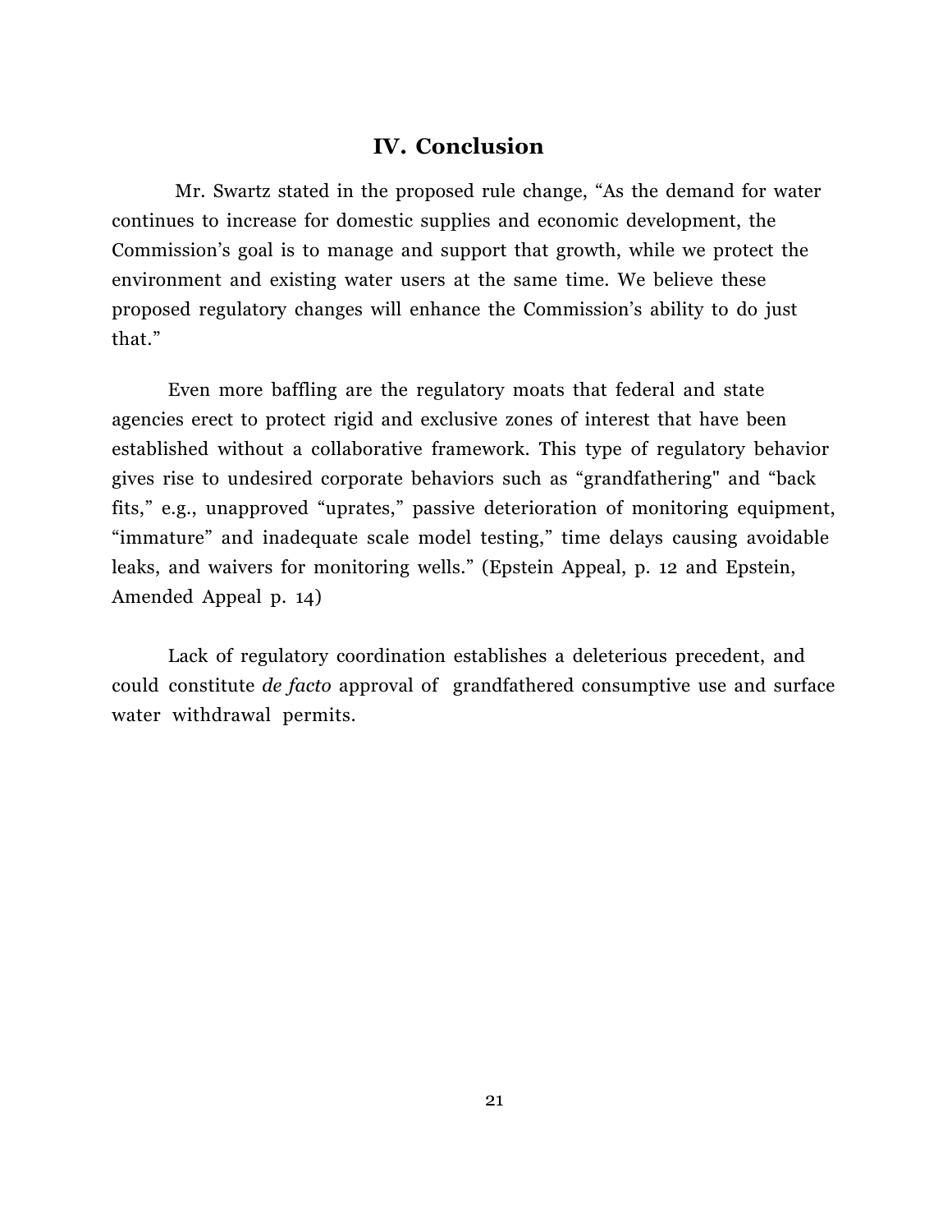## IV. Conclusion

Mr. Swartz stated in the proposed rule change, "As the demand for water continues to increase for domestic supplies and economic development, the Commission's goal is to manage and support that growth, while we protect the environment and existing water users at the same time. We believe these proposed regulatory changes will enhance the Commission's ability to do just that."

Even more baffling are the regulatory moats that federal and state agencies erect to protect rigid and exclusive zones of interest that have been established without a collaborative framework. This type of regulatory behavior gives rise to undesired corporate behaviors such as "grandfathering" and "back fits," e.g., unapproved "uprates," passive deterioration of monitoring equipment, "immature" and inadequate scale model testing," time delays causing avoidable leaks, and waivers for monitoring wells." (Epstein Appeal, p. 12 and Epstein, Amended Appeal p. 14)

Lack of regulatory coordination establishes a deleterious precedent, and could constitute *de facto* approval of grandfathered consumptive use and surface water withdrawal permits.